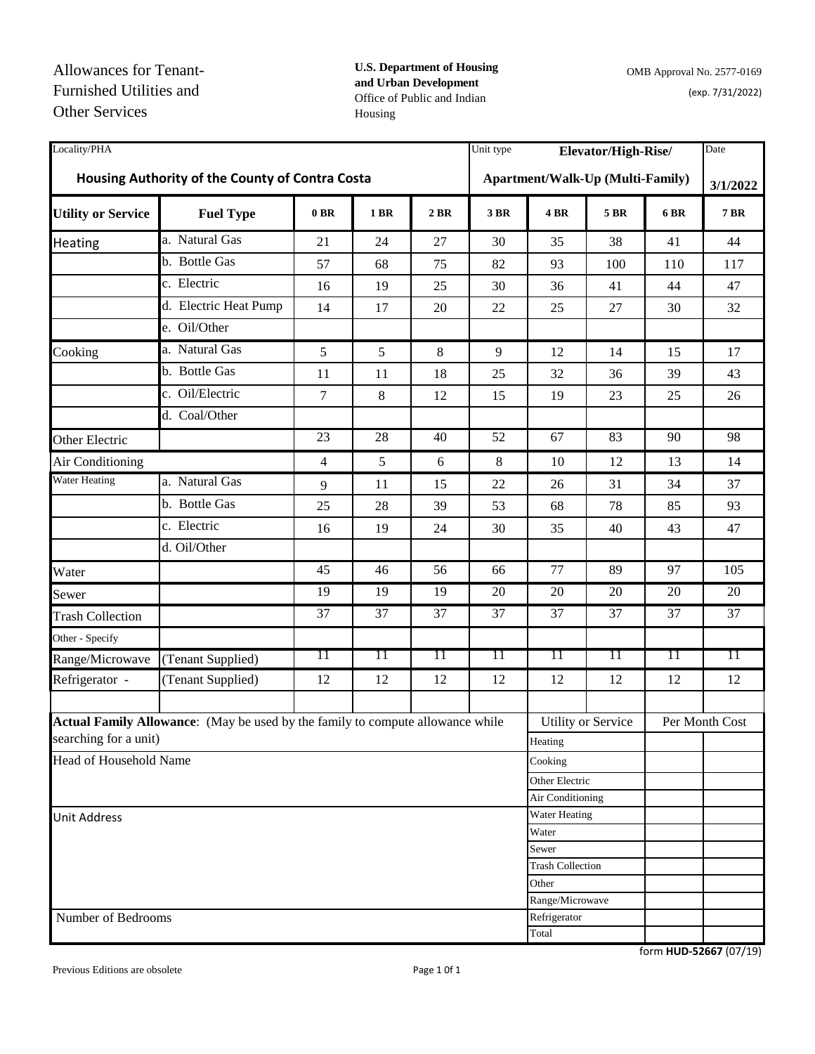Allowances for Tenant-Furnished Utilities and Other Services

**U.S. Department of Housing and Urban Development**
Office of Public and Indian Housing

OMB Approval No. 2577-0169
(exp. 7/31/2022)

| Locality/PHA | | | | | Unit type | | | | Date |
|---|---|---|---|---|---|---|---|---|---|
| **Housing Authority of the County of Contra Costa** | | | | | **Elevator/High-Rise/ Apartment/Walk-Up (Multi-Family)** | | | | **3/1/2022** |
| **Utility or Service** | **Fuel Type** | **0 BR** | **1 BR** | **2 BR** | **3 BR** | **4 BR** | **5 BR** | **6 BR** | **7 BR** |
| Heating | a. Natural Gas | 21 | 24 | 27 | 30 | 35 | 38 | 41 | 44 |
| | b. Bottle Gas | 57 | 68 | 75 | 82 | 93 | 100 | 110 | 117 |
| | c. Electric | 16 | 19 | 25 | 30 | 36 | 41 | 44 | 47 |
| | d. Electric Heat Pump | 14 | 17 | 20 | 22 | 25 | 27 | 30 | 32 |
| | e. Oil/Other | | | | | | | | |
| Cooking | a. Natural Gas | 5 | 5 | 8 | 9 | 12 | 14 | 15 | 17 |
| | b. Bottle Gas | 11 | 11 | 18 | 25 | 32 | 36 | 39 | 43 |
| | c. Oil/Electric | 7 | 8 | 12 | 15 | 19 | 23 | 25 | 26 |
| | d. Coal/Other | | | | | | | | |
| Other Electric | | 23 | 28 | 40 | 52 | 67 | 83 | 90 | 98 |
| Air Conditioning | | 4 | 5 | 6 | 8 | 10 | 12 | 13 | 14 |
| Water Heating | a. Natural Gas | 9 | 11 | 15 | 22 | 26 | 31 | 34 | 37 |
| | b. Bottle Gas | 25 | 28 | 39 | 53 | 68 | 78 | 85 | 93 |
| | c. Electric | 16 | 19 | 24 | 30 | 35 | 40 | 43 | 47 |
| | d. Oil/Other | | | | | | | | |
| Water | | 45 | 46 | 56 | 66 | 77 | 89 | 97 | 105 |
| Sewer | | 19 | 19 | 19 | 20 | 20 | 20 | 20 | 20 |
| Trash Collection | | 37 | 37 | 37 | 37 | 37 | 37 | 37 | 37 |
| Other - Specify | | | | | | | | | |
| Range/Microwave | (Tenant Supplied) | 11 | 11 | 11 | 11 | 11 | 11 | 11 | 11 |
| Refrigerator - | (Tenant Supplied) | 12 | 12 | 12 | 12 | 12 | 12 | 12 | 12 |
| | | | | | | | | | |

**Actual Family Allowance**: (May be used by the family to compute allowance while searching for a unit)

Head of Household Name

Unit Address

Number of Bedrooms

| Utility or Service | Per Month Cost |
|---|---|
| Heating | |
| Cooking | |
| Other Electric | |
| Air Conditioning | |
| Water Heating | |
| Water | |
| Sewer | |
| Trash Collection | |
| Other | |
| Range/Microwave | |
| Refrigerator | |
| Total | |

form **HUD-52667** (07/19)

Previous Editions are obsolete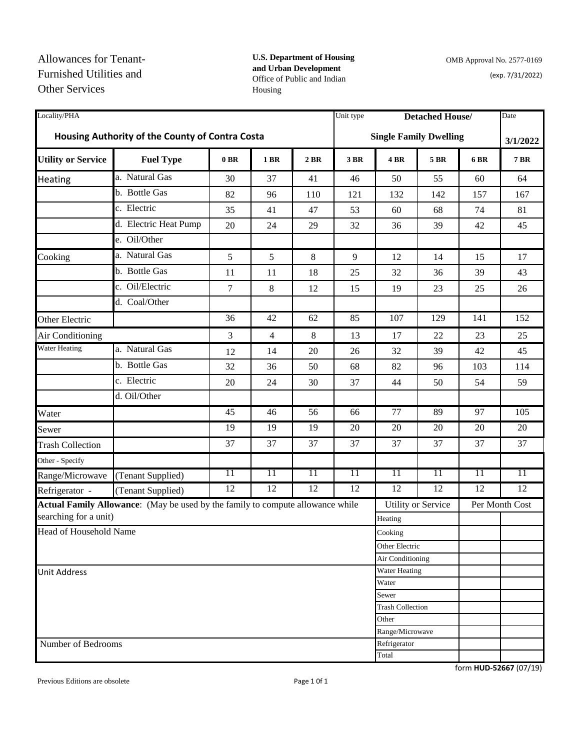Allowances for Tenant-Furnished Utilities and Other Services

**U.S. Department of Housing and Urban Development**
Office of Public and Indian Housing

OMB Approval No. 2577-0169
(exp. 7/31/2022)

| Locality/PHA | | | | | Unit type | | | | Date |
|---|---|---|---|---|---|---|---|---|---|
| **Housing Authority of the County of Contra Costa** | | | | | **Detached House/ Single Family Dwelling** | | | | **3/1/2022** |
| **Utility or Service** | **Fuel Type** | **0 BR** | **1 BR** | **2 BR** | **3 BR** | **4 BR** | **5 BR** | **6 BR** | **7 BR** |
| Heating | a. Natural Gas | 30 | 37 | 41 | 46 | 50 | 55 | 60 | 64 |
| | b. Bottle Gas | 82 | 96 | 110 | 121 | 132 | 142 | 157 | 167 |
| | c. Electric | 35 | 41 | 47 | 53 | 60 | 68 | 74 | 81 |
| | d. Electric Heat Pump | 20 | 24 | 29 | 32 | 36 | 39 | 42 | 45 |
| | e. Oil/Other | | | | | | | | |
| Cooking | a. Natural Gas | 5 | 5 | 8 | 9 | 12 | 14 | 15 | 17 |
| | b. Bottle Gas | 11 | 11 | 18 | 25 | 32 | 36 | 39 | 43 |
| | c. Oil/Electric | 7 | 8 | 12 | 15 | 19 | 23 | 25 | 26 |
| | d. Coal/Other | | | | | | | | |
| Other Electric | | 36 | 42 | 62 | 85 | 107 | 129 | 141 | 152 |
| Air Conditioning | | 3 | 4 | 8 | 13 | 17 | 22 | 23 | 25 |
| Water Heating | a. Natural Gas | 12 | 14 | 20 | 26 | 32 | 39 | 42 | 45 |
| | b. Bottle Gas | 32 | 36 | 50 | 68 | 82 | 96 | 103 | 114 |
| | c. Electric | 20 | 24 | 30 | 37 | 44 | 50 | 54 | 59 |
| | d. Oil/Other | | | | | | | | |
| Water | | 45 | 46 | 56 | 66 | 77 | 89 | 97 | 105 |
| Sewer | | 19 | 19 | 19 | 20 | 20 | 20 | 20 | 20 |
| Trash Collection | | 37 | 37 | 37 | 37 | 37 | 37 | 37 | 37 |
| Other - Specify | | | | | | | | | |
| Range/Microwave | (Tenant Supplied) | 11 | 11 | 11 | 11 | 11 | 11 | 11 | 11 |
| Refrigerator - | (Tenant Supplied) | 12 | 12 | 12 | 12 | 12 | 12 | 12 | 12 |

**Actual Family Allowance**: (May be used by the family to compute allowance while searching for a unit)

Head of Household Name

Unit Address

Number of Bedrooms

| Utility or Service | Per Month Cost |
|---|---|
| Heating | |
| Cooking | |
| Other Electric | |
| Air Conditioning | |
| Water Heating | |
| Water | |
| Sewer | |
| Trash Collection | |
| Other | |
| Range/Microwave | |
| Refrigerator | |
| Total | |

form **HUD-52667** (07/19)

Previous Editions are obsolete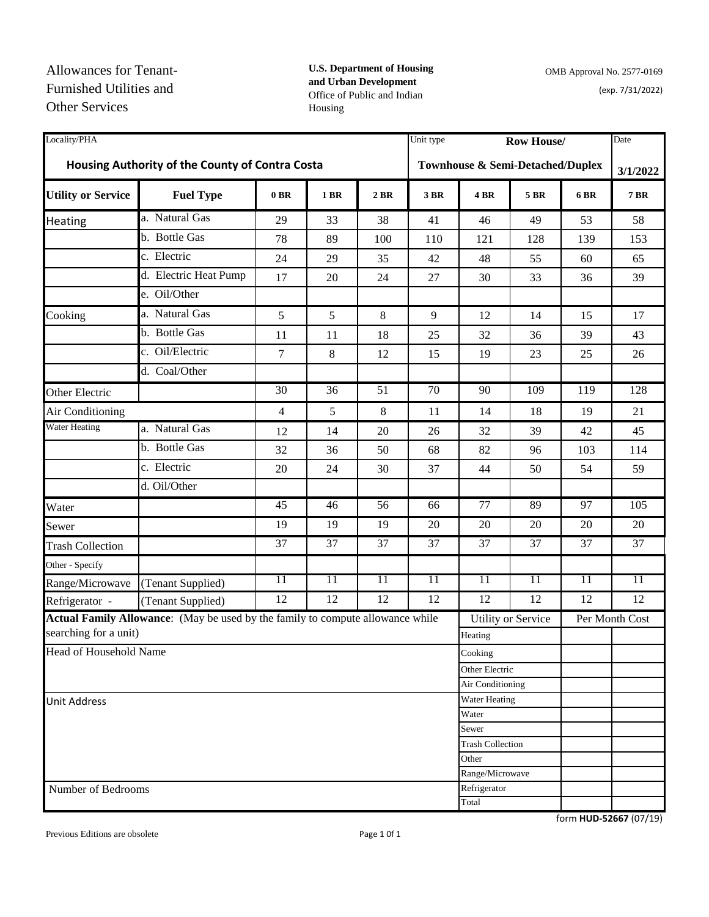Allowances for Tenant-Furnished Utilities and Other Services

**U.S. Department of Housing and Urban Development**
Office of Public and Indian Housing

OMB Approval No. 2577-0169
(exp. 7/31/2022)

| Locality/PHA | | | | | Unit type | | | | Date |
|---|---|---|---|---|---|---|---|---|---|
| **Housing Authority of the County of Contra Costa** | | | | | **Row House/ Townhouse & Semi-Detached/Duplex** | | | | **3/1/2022** |
| **Utility or Service** | **Fuel Type** | **0 BR** | **1 BR** | **2 BR** | **3 BR** | **4 BR** | **5 BR** | **6 BR** | **7 BR** |
| Heating | a. Natural Gas | 29 | 33 | 38 | 41 | 46 | 49 | 53 | 58 |
| | b. Bottle Gas | 78 | 89 | 100 | 110 | 121 | 128 | 139 | 153 |
| | c. Electric | 24 | 29 | 35 | 42 | 48 | 55 | 60 | 65 |
| | d. Electric Heat Pump | 17 | 20 | 24 | 27 | 30 | 33 | 36 | 39 |
| | e. Oil/Other | | | | | | | | |
| Cooking | a. Natural Gas | 5 | 5 | 8 | 9 | 12 | 14 | 15 | 17 |
| | b. Bottle Gas | 11 | 11 | 18 | 25 | 32 | 36 | 39 | 43 |
| | c. Oil/Electric | 7 | 8 | 12 | 15 | 19 | 23 | 25 | 26 |
| | d. Coal/Other | | | | | | | | |
| Other Electric | | 30 | 36 | 51 | 70 | 90 | 109 | 119 | 128 |
| Air Conditioning | | 4 | 5 | 8 | 11 | 14 | 18 | 19 | 21 |
| Water Heating | a. Natural Gas | 12 | 14 | 20 | 26 | 32 | 39 | 42 | 45 |
| | b. Bottle Gas | 32 | 36 | 50 | 68 | 82 | 96 | 103 | 114 |
| | c. Electric | 20 | 24 | 30 | 37 | 44 | 50 | 54 | 59 |
| | d. Oil/Other | | | | | | | | |
| Water | | 45 | 46 | 56 | 66 | 77 | 89 | 97 | 105 |
| Sewer | | 19 | 19 | 19 | 20 | 20 | 20 | 20 | 20 |
| Trash Collection | | 37 | 37 | 37 | 37 | 37 | 37 | 37 | 37 |
| Other - Specify | | | | | | | | | |
| Range/Microwave | (Tenant Supplied) | 11 | 11 | 11 | 11 | 11 | 11 | 11 | 11 |
| Refrigerator - | (Tenant Supplied) | 12 | 12 | 12 | 12 | 12 | 12 | 12 | 12 |

**Actual Family Allowance**: (May be used by the family to compute allowance while searching for a unit)

Head of Household Name

Unit Address

Number of Bedrooms

| Utility or Service | Per Month Cost |
|---|---|
| Heating | |
| Cooking | |
| Other Electric | |
| Air Conditioning | |
| Water Heating | |
| Water | |
| Sewer | |
| Trash Collection | |
| Other | |
| Range/Microwave | |
| Refrigerator | |
| Total | |

form **HUD-52667** (07/19)

Previous Editions are obsolete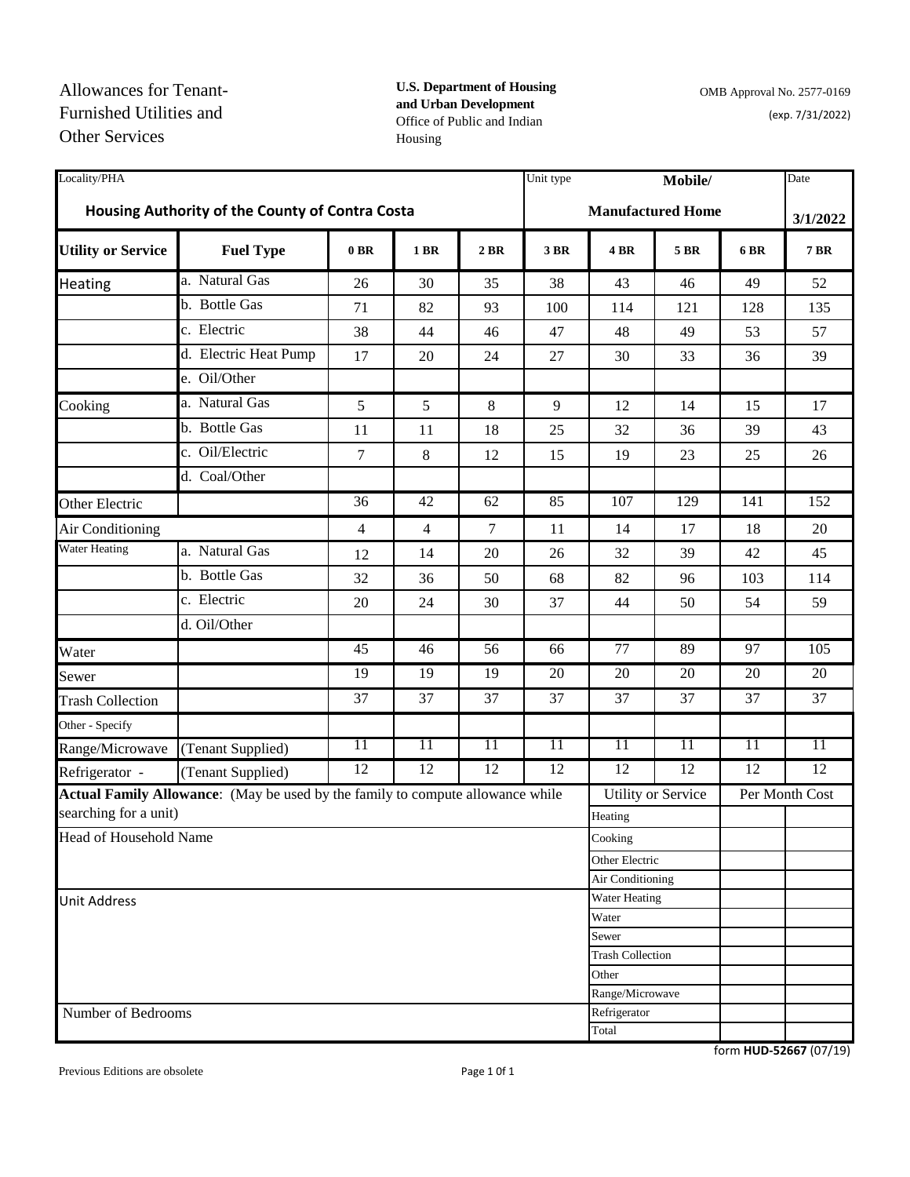Allowances for Tenant-Furnished Utilities and Other Services

**U.S. Department of Housing and Urban Development**
Office of Public and Indian Housing

OMB Approval No. 2577-0169
(exp. 7/31/2022)

| Locality/PHA | | | | | Unit type | | | | Date |
|---|---|---|---|---|---|---|---|---|---|
| **Housing Authority of the County of Contra Costa** | | | | | **Mobile/ Manufactured Home** | | | | **3/1/2022** |
| **Utility or Service** | **Fuel Type** | **0 BR** | **1 BR** | **2 BR** | **3 BR** | **4 BR** | **5 BR** | **6 BR** | **7 BR** |
| Heating | a. Natural Gas | 26 | 30 | 35 | 38 | 43 | 46 | 49 | 52 |
| | b. Bottle Gas | 71 | 82 | 93 | 100 | 114 | 121 | 128 | 135 |
| | c. Electric | 38 | 44 | 46 | 47 | 48 | 49 | 53 | 57 |
| | d. Electric Heat Pump | 17 | 20 | 24 | 27 | 30 | 33 | 36 | 39 |
| | e. Oil/Other | | | | | | | | |
| Cooking | a. Natural Gas | 5 | 5 | 8 | 9 | 12 | 14 | 15 | 17 |
| | b. Bottle Gas | 11 | 11 | 18 | 25 | 32 | 36 | 39 | 43 |
| | c. Oil/Electric | 7 | 8 | 12 | 15 | 19 | 23 | 25 | 26 |
| | d. Coal/Other | | | | | | | | |
| Other Electric | | 36 | 42 | 62 | 85 | 107 | 129 | 141 | 152 |
| Air Conditioning | | 4 | 4 | 7 | 11 | 14 | 17 | 18 | 20 |
| Water Heating | a. Natural Gas | 12 | 14 | 20 | 26 | 32 | 39 | 42 | 45 |
| | b. Bottle Gas | 32 | 36 | 50 | 68 | 82 | 96 | 103 | 114 |
| | c. Electric | 20 | 24 | 30 | 37 | 44 | 50 | 54 | 59 |
| | d. Oil/Other | | | | | | | | |
| Water | | 45 | 46 | 56 | 66 | 77 | 89 | 97 | 105 |
| Sewer | | 19 | 19 | 19 | 20 | 20 | 20 | 20 | 20 |
| Trash Collection | | 37 | 37 | 37 | 37 | 37 | 37 | 37 | 37 |
| Other - Specify | | | | | | | | | |
| Range/Microwave | (Tenant Supplied) | 11 | 11 | 11 | 11 | 11 | 11 | 11 | 11 |
| Refrigerator - | (Tenant Supplied) | 12 | 12 | 12 | 12 | 12 | 12 | 12 | 12 |

**Actual Family Allowance**: (May be used by the family to compute allowance while searching for a unit)

Head of Household Name

Unit Address

Number of Bedrooms

| Utility or Service | Per Month Cost |
|---|---|
| Heating | |
| Cooking | |
| Other Electric | |
| Air Conditioning | |
| Water Heating | |
| Water | |
| Sewer | |
| Trash Collection | |
| Other | |
| Range/Microwave | |
| Refrigerator | |
| Total | |

form **HUD-52667** (07/19)

Previous Editions are obsolete